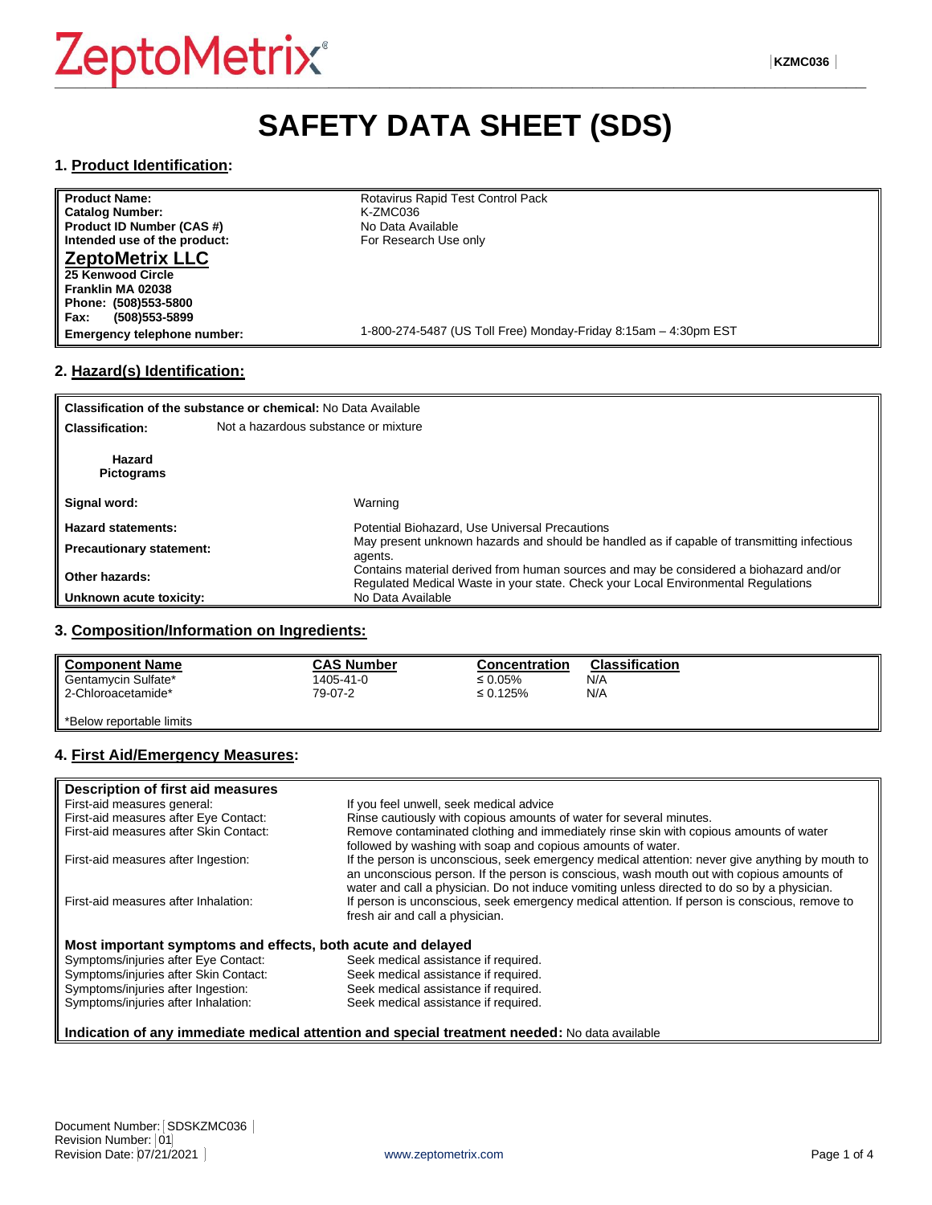ZeptoMetrix®

# SAFETY DATA SHEET (SDS)

## 1. Product Identification:

| | |
|---|---|
| **Product Name:** | Rotavirus Rapid Test Control Pack |
| **Catalog Number:** | K-ZMC036 |
| **Product ID Number (CAS #)** | No Data Available |
| **Intended use of the product:** | For Research Use only |

**ZeptoMetrix LLC**
**25 Kenwood Circle**
**Franklin MA 02038**
**Phone: (508)553-5800**
**Fax: (508)553-5899**

| | |
|---|---|
| **Emergency telephone number:** | 1-800-274-5487 (US Toll Free) Monday-Friday 8:15am – 4:30pm EST |

## 2. Hazard(s) Identification:

**Classification of the substance or chemical:** No Data Available

| | |
|---|---|
| **Classification:** | Not a hazardous substance or mixture |
| **Hazard Pictograms** | |
| **Signal word:** | Warning |
| **Hazard statements:** | Potential Biohazard, Use Universal Precautions |
| **Precautionary statement:** | May present unknown hazards and should be handled as if capable of transmitting infectious agents. |
| **Other hazards:** | Contains material derived from human sources and may be considered a biohazard and/or Regulated Medical Waste in your state. Check your Local Environmental Regulations |
| **Unknown acute toxicity:** | No Data Available |

## 3. Composition/Information on Ingredients:

| Component Name | CAS Number | Concentration | Classification |
|---|---|---|---|
| Gentamycin Sulfate* | 1405-41-0 | ≤ 0.05% | N/A |
| 2-Chloroacetamide* | 79-07-2 | ≤ 0.125% | N/A |

*Below reportable limits

## 4. First Aid/Emergency Measures:

### Description of first aid measures

| | |
|---|---|
| First-aid measures general: | If you feel unwell, seek medical advice |
| First-aid measures after Eye Contact: | Rinse cautiously with copious amounts of water for several minutes. |
| First-aid measures after Skin Contact: | Remove contaminated clothing and immediately rinse skin with copious amounts of water followed by washing with soap and copious amounts of water. |
| First-aid measures after Ingestion: | If the person is unconscious, seek emergency medical attention: never give anything by mouth to an unconscious person. If the person is conscious, wash mouth out with copious amounts of water and call a physician. Do not induce vomiting unless directed to do so by a physician. |
| First-aid measures after Inhalation: | If person is unconscious, seek emergency medical attention. If person is conscious, remove to fresh air and call a physician. |

### Most important symptoms and effects, both acute and delayed

| | |
|---|---|
| Symptoms/injuries after Eye Contact: | Seek medical assistance if required. |
| Symptoms/injuries after Skin Contact: | Seek medical assistance if required. |
| Symptoms/injuries after Ingestion: | Seek medical assistance if required. |
| Symptoms/injuries after Inhalation: | Seek medical assistance if required. |

**Indication of any immediate medical attention and special treatment needed:** No data available

Document Number: SDSKZMC036
Revision Number: 01
Revision Date: 07/21/2021
www.zeptometrix.com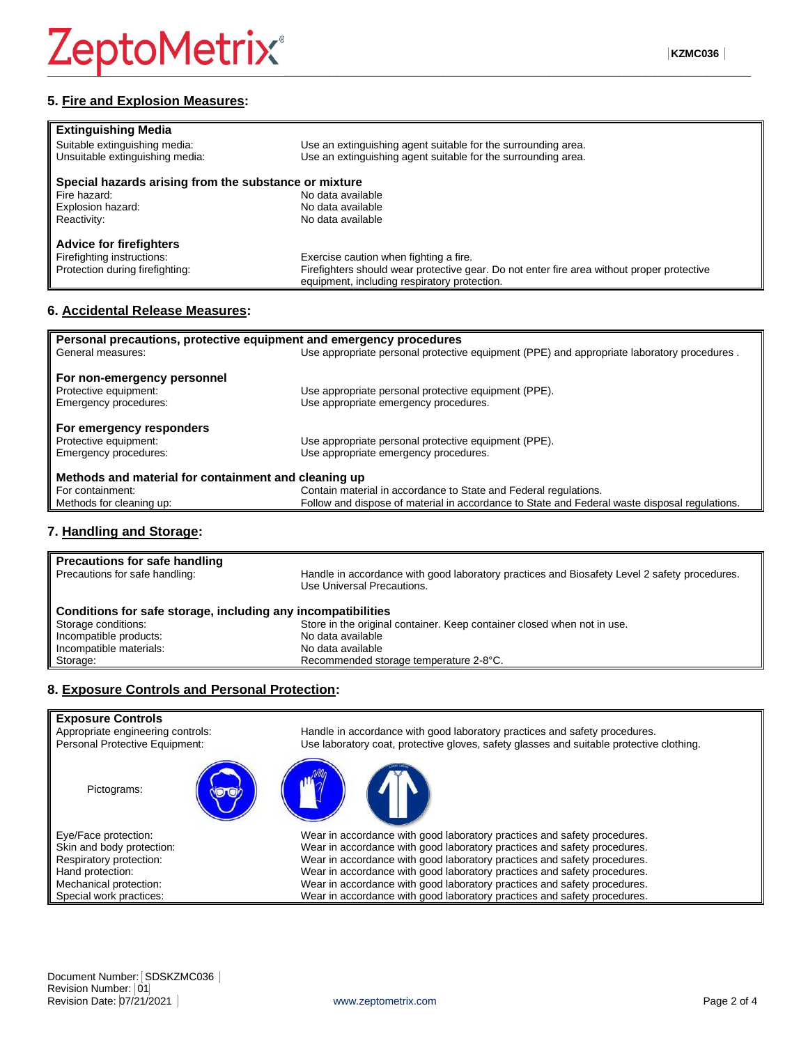## 5. Fire and Explosion Measures:

| **Extinguishing Media** | |
|---|---|
| Suitable extinguishing media: | Use an extinguishing agent suitable for the surrounding area. |
| Unsuitable extinguishing media: | Use an extinguishing agent suitable for the surrounding area. |
| **Special hazards arising from the substance or mixture** | |
| Fire hazard: | No data available |
| Explosion hazard: | No data available |
| Reactivity: | No data available |
| **Advice for firefighters** | |
| Firefighting instructions: | Exercise caution when fighting a fire. |
| Protection during firefighting: | Firefighters should wear protective gear. Do not enter fire area without proper protective equipment, including respiratory protection. |

## 6. Accidental Release Measures:

| **Personal precautions, protective equipment and emergency procedures** | |
|---|---|
| General measures: | Use appropriate personal protective equipment (PPE) and appropriate laboratory procedures . |
| **For non-emergency personnel** | |
| Protective equipment: | Use appropriate personal protective equipment (PPE). |
| Emergency procedures: | Use appropriate emergency procedures. |
| **For emergency responders** | |
| Protective equipment: | Use appropriate personal protective equipment (PPE). |
| Emergency procedures: | Use appropriate emergency procedures. |
| **Methods and material for containment and cleaning up** | |
| For containment: | Contain material in accordance to State and Federal regulations. |
| Methods for cleaning up: | Follow and dispose of material in accordance to State and Federal waste disposal regulations. |

## 7. Handling and Storage:

| **Precautions for safe handling** | |
|---|---|
| Precautions for safe handling: | Handle in accordance with good laboratory practices and Biosafety Level 2 safety procedures. Use Universal Precautions. |
| **Conditions for safe storage, including any incompatibilities** | |
| Storage conditions: | Store in the original container. Keep container closed when not in use. |
| Incompatible products: | No data available |
| Incompatible materials: | No data available |
| Storage: | Recommended storage temperature 2-8°C. |

## 8. Exposure Controls and Personal Protection:

| **Exposure Controls** | |
|---|---|
| Appropriate engineering controls: | Handle in accordance with good laboratory practices and safety procedures. |
| Personal Protective Equipment: | Use laboratory coat, protective gloves, safety glasses and suitable protective clothing. |
| Pictograms: | |
| Eye/Face protection: | Wear in accordance with good laboratory practices and safety procedures. |
| Skin and body protection: | Wear in accordance with good laboratory practices and safety procedures. |
| Respiratory protection: | Wear in accordance with good laboratory practices and safety procedures. |
| Hand protection: | Wear in accordance with good laboratory practices and safety procedures. |
| Mechanical protection: | Wear in accordance with good laboratory practices and safety procedures. |
| Special work practices: | Wear in accordance with good laboratory practices and safety procedures. |

Document Number: SDSKZMC036
Revision Number: 01
Revision Date: 07/21/2021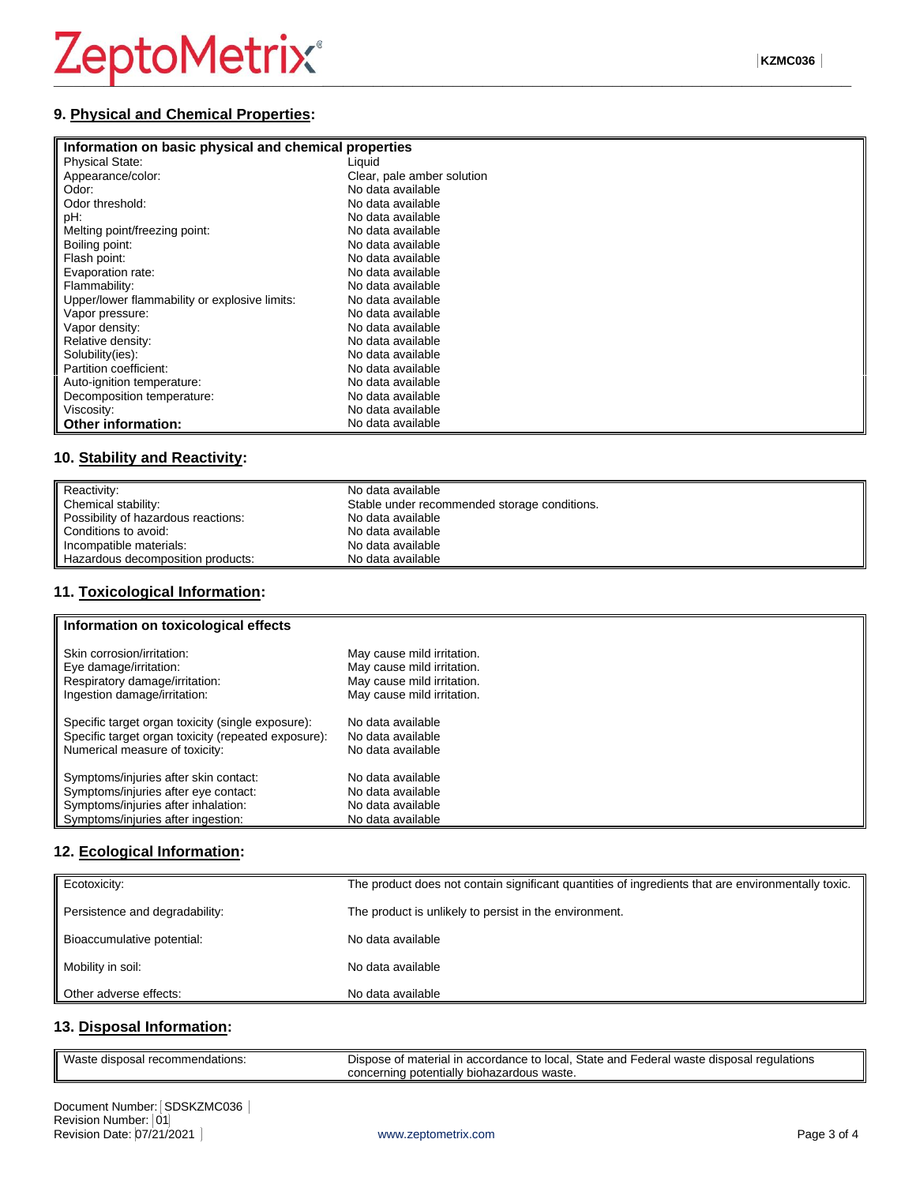## 9. Physical and Chemical Properties:

| Information on basic physical and chemical properties | |
|---|---|
| Physical State: | Liquid |
| Appearance/color: | Clear, pale amber solution |
| Odor: | No data available |
| Odor threshold: | No data available |
| pH: | No data available |
| Melting point/freezing point: | No data available |
| Boiling point: | No data available |
| Flash point: | No data available |
| Evaporation rate: | No data available |
| Flammability: | No data available |
| Upper/lower flammability or explosive limits: | No data available |
| Vapor pressure: | No data available |
| Vapor density: | No data available |
| Relative density: | No data available |
| Solubility(ies): | No data available |
| Partition coefficient: | No data available |
| Auto-ignition temperature: | No data available |
| Decomposition temperature: | No data available |
| Viscosity: | No data available |
| **Other information:** | No data available |

## 10. Stability and Reactivity:

| | |
|---|---|
| Reactivity: | No data available |
| Chemical stability: | Stable under recommended storage conditions. |
| Possibility of hazardous reactions: | No data available |
| Conditions to avoid: | No data available |
| Incompatible materials: | No data available |
| Hazardous decomposition products: | No data available |

## 11. Toxicological Information:

| Information on toxicological effects | |
|---|---|
| Skin corrosion/irritation: | May cause mild irritation. |
| Eye damage/irritation: | May cause mild irritation. |
| Respiratory damage/irritation: | May cause mild irritation. |
| Ingestion damage/irritation: | May cause mild irritation. |
| Specific target organ toxicity (single exposure): | No data available |
| Specific target organ toxicity (repeated exposure): | No data available |
| Numerical measure of toxicity: | No data available |
| Symptoms/injuries after skin contact: | No data available |
| Symptoms/injuries after eye contact: | No data available |
| Symptoms/injuries after inhalation: | No data available |
| Symptoms/injuries after ingestion: | No data available |

## 12. Ecological Information:

| | |
|---|---|
| Ecotoxicity: | The product does not contain significant quantities of ingredients that are environmentally toxic. |
| Persistence and degradability: | The product is unlikely to persist in the environment. |
| Bioaccumulative potential: | No data available |
| Mobility in soil: | No data available |
| Other adverse effects: | No data available |

## 13. Disposal Information:

| | |
|---|---|
| Waste disposal recommendations: | Dispose of material in accordance to local, State and Federal waste disposal regulations concerning potentially biohazardous waste. |

Document Number: SDSKZMC036
Revision Number: 01
Revision Date: 07/21/2021

www.zeptometrix.com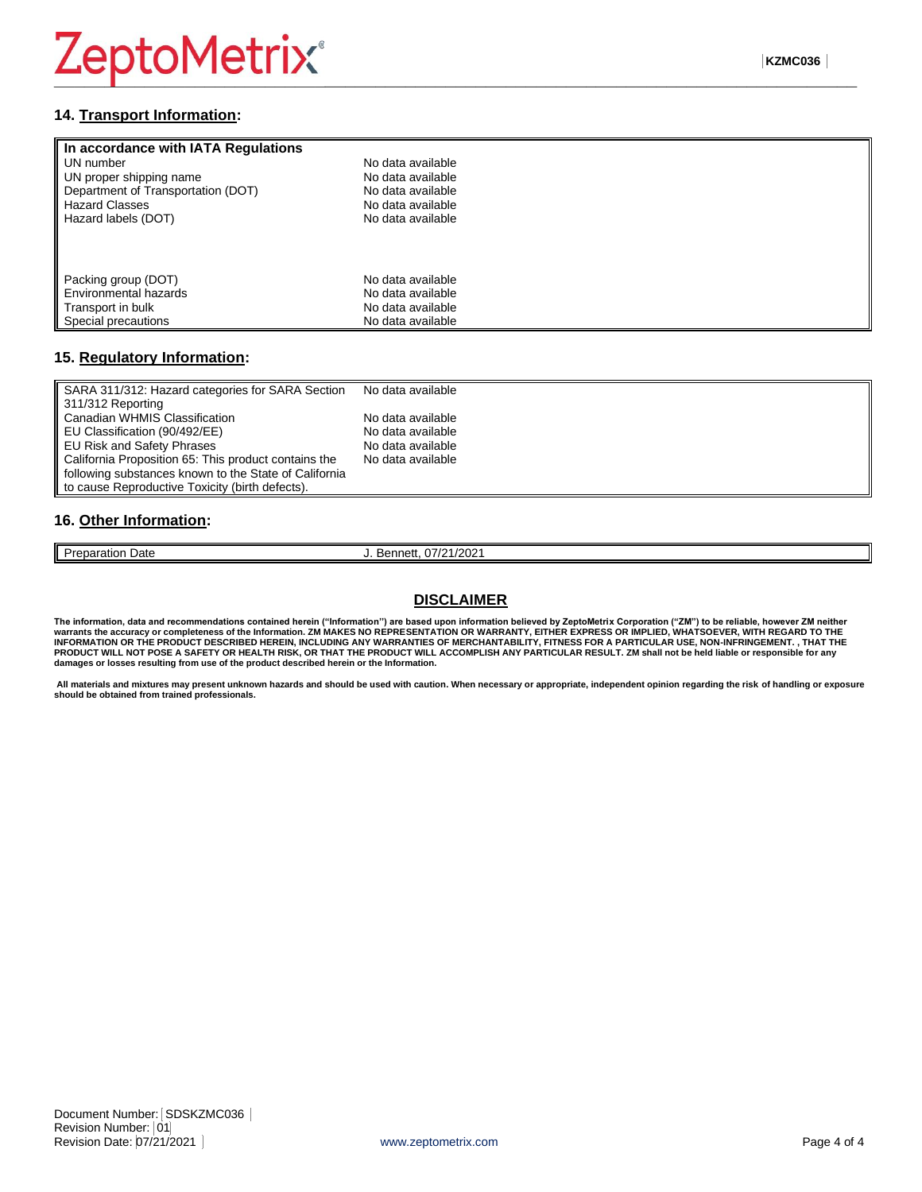## 14. Transport Information:

| | |
|---|---|
| **In accordance with IATA Regulations** | |
| UN number | No data available |
| UN proper shipping name | No data available |
| Department of Transportation (DOT) | No data available |
| Hazard Classes | No data available |
| Hazard labels (DOT) | No data available |
| Packing group (DOT) | No data available |
| Environmental hazards | No data available |
| Transport in bulk | No data available |
| Special precautions | No data available |

## 15. Regulatory Information:

| | |
|---|---|
| SARA 311/312: Hazard categories for SARA Section 311/312 Reporting | No data available |
| Canadian WHMIS Classification | No data available |
| EU Classification (90/492/EE) | No data available |
| EU Risk and Safety Phrases | No data available |
| California Proposition 65: This product contains the following substances known to the State of California to cause Reproductive Toxicity (birth defects). | No data available |

## 16. Other Information:

| | |
|---|---|
| Preparation Date | J. Bennett, 07/21/2021 |

## DISCLAIMER

**The information, data and recommendations contained herein ("Information") are based upon information believed by ZeptoMetrix Corporation ("ZM") to be reliable, however ZM neither warrants the accuracy or completeness of the Information. ZM MAKES NO REPRESENTATION OR WARRANTY, EITHER EXPRESS OR IMPLIED, WHATSOEVER, WITH REGARD TO THE INFORMATION OR THE PRODUCT DESCRIBED HEREIN, INCLUDING ANY WARRANTIES OF MERCHANTABILITY, FITNESS FOR A PARTICULAR USE, NON-INFRINGEMENT. , THAT THE PRODUCT WILL NOT POSE A SAFETY OR HEALTH RISK, OR THAT THE PRODUCT WILL ACCOMPLISH ANY PARTICULAR RESULT. ZM shall not be held liable or responsible for any damages or losses resulting from use of the product described herein or the Information.**

**All materials and mixtures may present unknown hazards and should be used with caution. When necessary or appropriate, independent opinion regarding the risk of handling or exposure should be obtained from trained professionals.**

Document Number: SDSKZMC036
Revision Number: 01
Revision Date: 07/21/2021